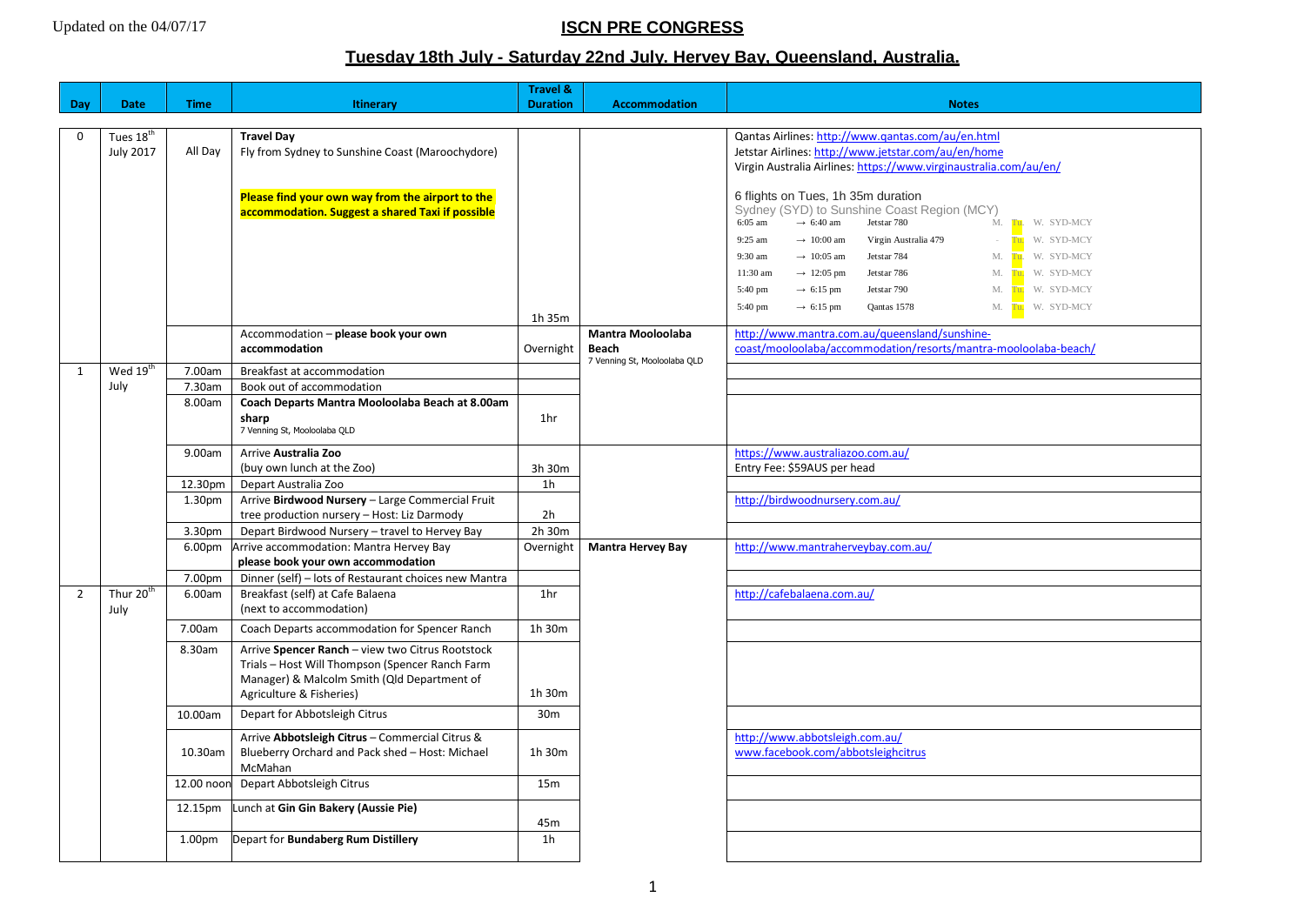Updated on the 04/07/17

# ISCN PRE CONGRESS

## Tuesday 18th July - Saturday 22nd July. Hervey Bay, Queensland, Australia.

| Day | Date | Time | Itinerary | Travel & Duration | Accommodation | Notes |
|---|---|---|---|---|---|---|
| 0 | Tues 18th July 2017 | All Day | **Travel Day**<br>Fly from Sydney to Sunshine Coast (Maroochydore)<br><br>**Please find your own way from the airport to the accommodation. Suggest a shared Taxi if possible** | 1h 35m | | Qantas Airlines: http://www.qantas.com/au/en.html<br>Jetstar Airlines: http://www.jetstar.com/au/en/home<br>Virgin Australia Airlines: https://www.virginaustralia.com/au/en/<br><br>6 flights on Tues, 1h 35m duration<br>Sydney (SYD) to Sunshine Coast Region (MCY)<br>6:05 am → 6:40 am Jetstar 780 M. Tu. W. SYD-MCY<br>9:25 am → 10:00 am Virgin Australia 479 - Tu. W. SYD-MCY<br>9:30 am → 10:05 am Jetstar 784 M. Tu. W. SYD-MCY<br>11:30 am → 12:05 pm Jetstar 786 M. Tu. W. SYD-MCY<br>5:40 pm → 6:15 pm Jetstar 790 M. Tu. W. SYD-MCY<br>5:40 pm → 6:15 pm Qantas 1578 M. Tu. W. SYD-MCY |
| | | | Accommodation – **please book your own accommodation** | Overnight | **Mantra Mooloolaba Beach**<br>7 Venning St, Mooloolaba QLD | http://www.mantra.com.au/queensland/sunshine-coast/mooloolaba/accommodation/resorts/mantra-mooloolaba-beach/ |
| 1 | Wed 19th July | 7.00am | Breakfast at accommodation | | | |
| | | 7.30am | Book out of accommodation | | | |
| | | 8.00am | **Coach Departs Mantra Mooloolaba Beach at 8.00am sharp**<br>7 Venning St, Mooloolaba QLD | 1hr | | |
| | | 9.00am | Arrive **Australia Zoo**<br>(buy own lunch at the Zoo) | 3h 30m | | https://www.australiazoo.com.au/<br>Entry Fee: $59AUS per head |
| | | 12.30pm | Depart Australia Zoo | 1h | | |
| | | 1.30pm | Arrive **Birdwood Nursery** – Large Commercial Fruit tree production nursery – Host: Liz Darmody | 2h | | http://birdwoodnursery.com.au/ |
| | | 3.30pm | Depart Birdwood Nursery – travel to Hervey Bay | 2h 30m | | |
| | | 6.00pm | Arrive accommodation: Mantra Hervey Bay<br>**please book your own accommodation** | Overnight | **Mantra Hervey Bay** | http://www.mantraherveybay.com.au/ |
| | | 7.00pm | Dinner (self) – lots of Restaurant choices new Mantra | | | |
| 2 | Thur 20th July | 6.00am | Breakfast (self) at Cafe Balaena<br>(next to accommodation) | 1hr | | http://cafebalaena.com.au/ |
| | | 7.00am | Coach Departs accommodation for Spencer Ranch | 1h 30m | | |
| | | 8.30am | Arrive **Spencer Ranch** – view two Citrus Rootstock Trials – Host Will Thompson (Spencer Ranch Farm Manager) & Malcolm Smith (Qld Department of Agriculture & Fisheries) | 1h 30m | | |
| | | 10.00am | Depart for Abbotsleigh Citrus | 30m | | |
| | | 10.30am | Arrive **Abbotsleigh Citrus** – Commercial Citrus & Blueberry Orchard and Pack shed – Host: Michael McMahan | 1h 30m | | http://www.abbotsleigh.com.au/<br>www.facebook.com/abbotsleighcitrus |
| | | 12.00 noon | Depart Abbotsleigh Citrus | 15m | | |
| | | 12.15pm | Lunch at **Gin Gin Bakery (Aussie Pie)** | 45m | | |
| | | 1.00pm | Depart for **Bundaberg Rum Distillery** | 1h | | |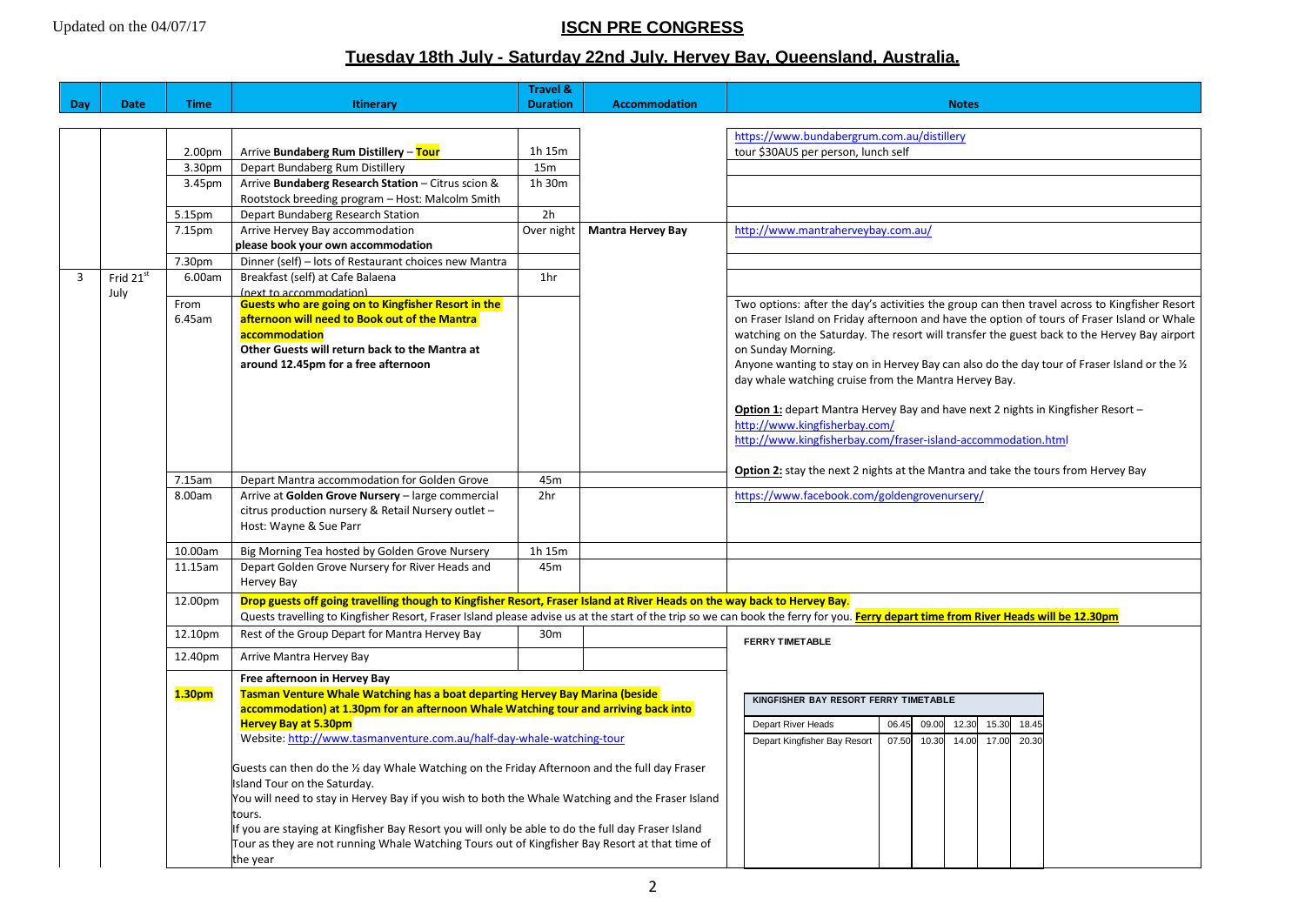Updated on the 04/07/17

# ISCN PRE CONGRESS

## Tuesday 18th July - Saturday 22nd July. Hervey Bay, Queensland, Australia.

| Day | Date | Time | Itinerary | Travel & Duration | Accommodation | Notes |
|---|---|---|---|---|---|---|
| | | 2.00pm | Arrive **Bundaberg Rum Distillery** – **Tour** | 1h 15m | | https://www.bundabergrum.com.au/distillery tour $30AUS per person, lunch self |
| | | 3.30pm | Depart Bundaberg Rum Distillery | 15m | | |
| | | 3.45pm | Arrive **Bundaberg Research Station** – Citrus scion & Rootstock breeding program – Host: Malcolm Smith | 1h 30m | | |
| | | 5.15pm | Depart Bundaberg Research Station | 2h | | |
| | | 7.15pm | Arrive Hervey Bay accommodation **please book your own accommodation** | Over night | **Mantra Hervey Bay** | http://www.mantraherveybay.com.au/ |
| | | 7.30pm | Dinner (self) – lots of Restaurant choices new Mantra | | | |
| 3 | Frid 21st July | 6.00am | Breakfast (self) at Cafe Balaena (next to accommodation) | 1hr | | |
| | | From 6.45am | **Guests who are going on to Kingfisher Resort in the afternoon will need to Book out of the Mantra accommodation** **Other Guests will return back to the Mantra at around 12.45pm for a free afternoon** | | | Two options: after the day's activities the group can then travel across to Kingfisher Resort on Fraser Island on Friday afternoon and have the option of tours of Fraser Island or Whale watching on the Saturday. The resort will transfer the guest back to the Hervey Bay airport on Sunday Morning. Anyone wanting to stay on in Hervey Bay can also do the day tour of Fraser Island or the ½ day whale watching cruise from the Mantra Hervey Bay. **Option 1:** depart Mantra Hervey Bay and have next 2 nights in Kingfisher Resort – http://www.kingfisherbay.com/ http://www.kingfisherbay.com/fraser-island-accommodation.html **Option 2:** stay the next 2 nights at the Mantra and take the tours from Hervey Bay |
| | | 7.15am | Depart Mantra accommodation for Golden Grove | 45m | | |
| | | 8.00am | Arrive at **Golden Grove Nursery** – large commercial citrus production nursery & Retail Nursery outlet – Host: Wayne & Sue Parr | 2hr | | https://www.facebook.com/goldengrovenursery/ |
| | | 10.00am | Big Morning Tea hosted by Golden Grove Nursery | 1h 15m | | |
| | | 11.15am | Depart Golden Grove Nursery for River Heads and Hervey Bay | 45m | | |
| | | 12.00pm | **Drop guests off going travelling though to Kingfisher Resort, Fraser Island at River Heads on the way back to Hervey Bay**. Quests travelling to Kingfisher Resort, Fraser Island please advise us at the start of the trip so we can book the ferry for you. **Ferry depart time from River Heads will be 12.30pm** | | | |
| | | 12.10pm | Rest of the Group Depart for Mantra Hervey Bay | 30m | | **FERRY TIMETABLE** |
| | | 12.40pm | Arrive Mantra Hervey Bay | | | |
| | | **1.30pm** | **Free afternoon in Hervey Bay** **Tasman Venture Whale Watching has a boat departing Hervey Bay Marina (beside accommodation) at 1.30pm for an afternoon Whale Watching tour and arriving back into Hervey Bay at 5.30pm** Website: http://www.tasmanventure.com.au/half-day-whale-watching-tour Guests can then do the ½ day Whale Watching on the Friday Afternoon and the full day Fraser Island Tour on the Saturday. You will need to stay in Hervey Bay if you wish to both the Whale Watching and the Fraser Island tours. If you are staying at Kingfisher Bay Resort you will only be able to do the full day Fraser Island Tour as they are not running Whale Watching Tours out of Kingfisher Bay Resort at that time of the year | | | See Kingfisher Bay Resort Ferry Timetable below |

**KINGFISHER BAY RESORT FERRY TIMETABLE**

| | | | | | |
|---|---|---|---|---|---|
| Depart River Heads | 06.45 | 09.00 | 12.30 | 15.30 | 18.45 |
| Depart Kingfisher Bay Resort | 07.50 | 10.30 | 14.00 | 17.00 | 20.30 |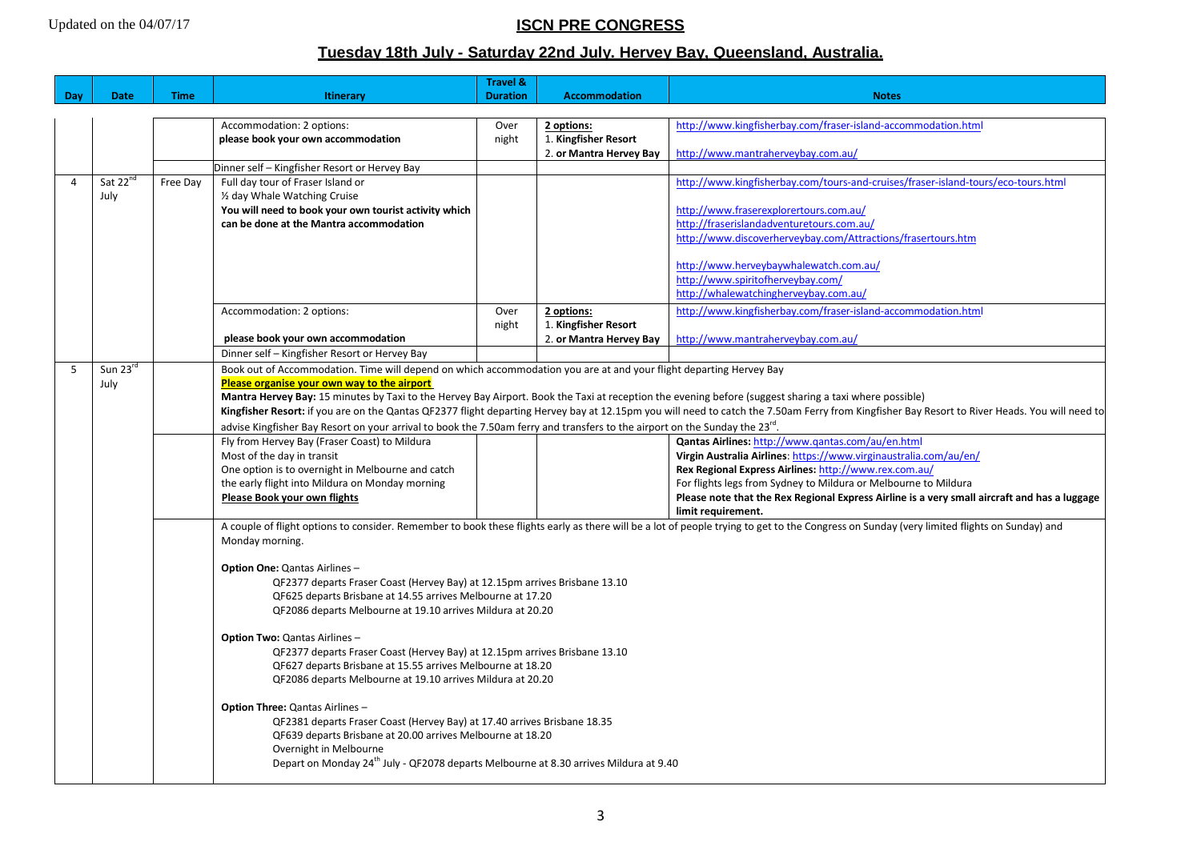Updated on the 04/07/17

# ISCN PRE CONGRESS

## Tuesday 18th July - Saturday 22nd July. Hervey Bay, Queensland, Australia.

| Day | Date | Time | Itinerary | Travel & Duration | Accommodation | Notes |
|---|---|---|---|---|---|---|
| | | | Accommodation: 2 options: **please book your own accommodation** | Over night | **2 options:** 1. **Kingfisher Resort** 2. **or Mantra Hervey Bay** | http://www.kingfisherbay.com/fraser-island-accommodation.html http://www.mantraherveybay.com.au/ |
| | | | Dinner self – Kingfisher Resort or Hervey Bay | | | |
| 4 | Sat 22[nd] July | Free Day | Full day tour of Fraser Island or ½ day Whale Watching Cruise **You will need to book your own tourist activity which can be done at the Mantra accommodation** | | | http://www.kingfisherbay.com/tours-and-cruises/fraser-island-tours/eco-tours.html http://www.fraserexplorertours.com.au/ http://fraserislandadventuretours.com.au/ http://www.discoverherveybay.com/Attractions/frasertours.htm http://www.herveybaywhalewatch.com.au/ http://www.spiritofherveybay.com/ http://whalewatchingherveybay.com.au/ |
| | | | Accommodation: 2 options: **please book your own accommodation** | Over night | **2 options:** 1. **Kingfisher Resort** 2. **or Mantra Hervey Bay** | http://www.kingfisherbay.com/fraser-island-accommodation.html http://www.mantraherveybay.com.au/ |
| | | | Dinner self – Kingfisher Resort or Hervey Bay | | | |
| 5 | Sun 23[rd] July | | Book out of Accommodation. Time will depend on which accommodation you are at and your flight departing Hervey Bay **Please organise your own way to the airport** **Mantra Hervey Bay:** 15 minutes by Taxi to the Hervey Bay Airport. Book the Taxi at reception the evening before (suggest sharing a taxi where possible) **Kingfisher Resort:** if you are on the Qantas QF2377 flight departing Hervey bay at 12.15pm you will need to catch the 7.50am Ferry from Kingfisher Bay Resort to River Heads. You will need to advise Kingfisher Bay Resort on your arrival to book the 7.50am ferry and transfers to the airport on the Sunday the 23[rd]. | | | |
| | | | Fly from Hervey Bay (Fraser Coast) to Mildura Most of the day in transit One option is to overnight in Melbourne and catch the early flight into Mildura on Monday morning **Please Book your own flights** | | | **Qantas Airlines:** http://www.qantas.com/au/en.html **Virgin Australia Airlines**: https://www.virginaustralia.com/au/en/ **Rex Regional Express Airlines:** http://www.rex.com.au/ For flights legs from Sydney to Mildura or Melbourne to Mildura **Please note that the Rex Regional Express Airline is a very small aircraft and has a luggage limit requirement.** |
| | | | A couple of flight options to consider. Remember to book these flights early as there will be a lot of people trying to get to the Congress on Sunday (very limited flights on Sunday) and Monday morning. **Option One:** Qantas Airlines – QF2377 departs Fraser Coast (Hervey Bay) at 12.15pm arrives Brisbane 13.10; QF625 departs Brisbane at 14.55 arrives Melbourne at 17.20; QF2086 departs Melbourne at 19.10 arrives Mildura at 20.20. **Option Two:** Qantas Airlines – QF2377 departs Fraser Coast (Hervey Bay) at 12.15pm arrives Brisbane 13.10; QF627 departs Brisbane at 15.55 arrives Melbourne at 18.20; QF2086 departs Melbourne at 19.10 arrives Mildura at 20.20. **Option Three:** Qantas Airlines – QF2381 departs Fraser Coast (Hervey Bay) at 17.40 arrives Brisbane 18.35; QF639 departs Brisbane at 20.00 arrives Melbourne at 18.20; Overnight in Melbourne; Depart on Monday 24[th] July - QF2078 departs Melbourne at 8.30 arrives Mildura at 9.40 | | | |